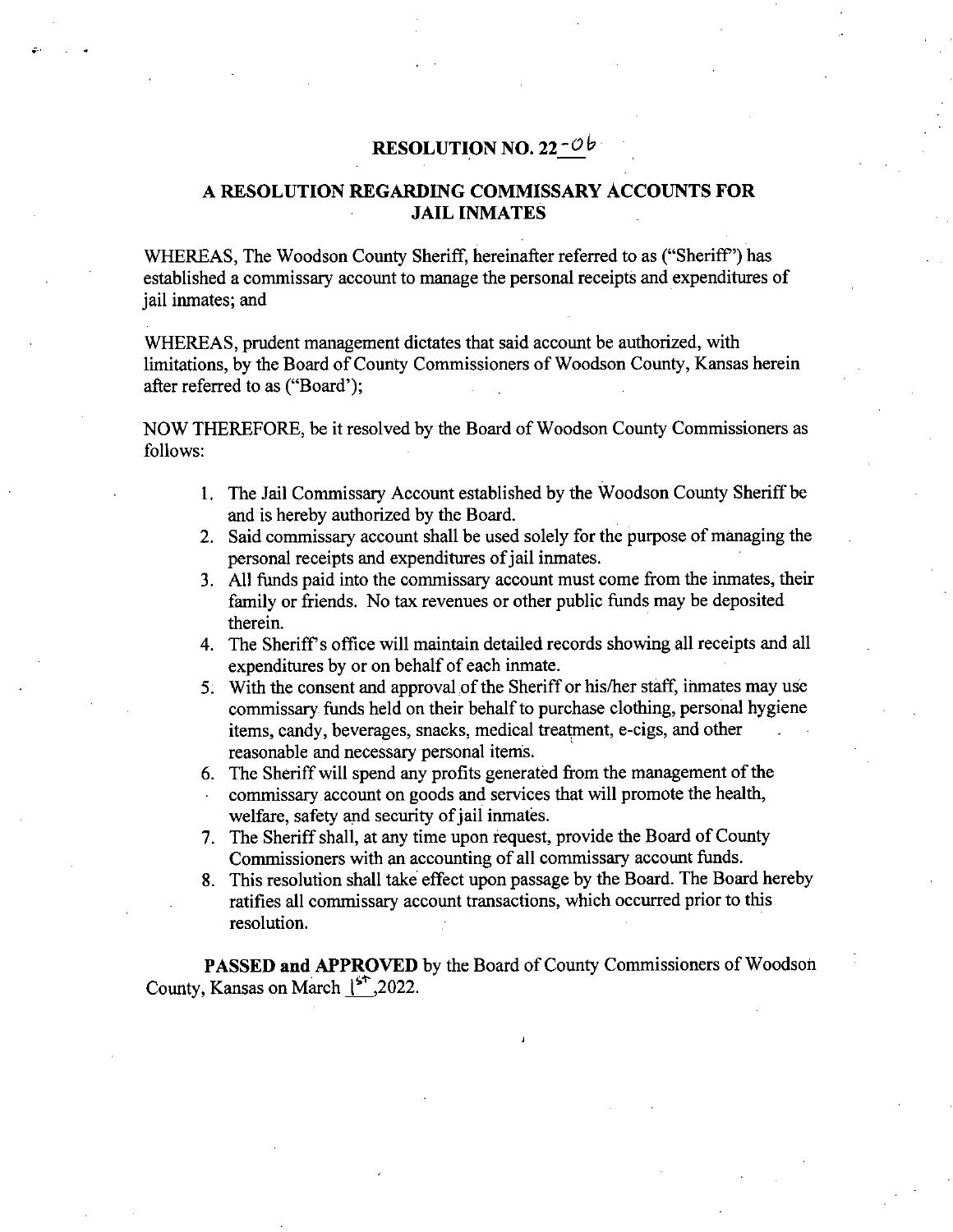# RESOLUTION NO. 22-06

## A RESOLUTION REGARDING COMMISSARY ACCOUNTS FOR JAIL INMATES

WHEREAS, The Woodson County Sheriff, hereinafter referred to as ("Sheriff") has established a commissary account to manage the personal receipts and expenditures of jail inmates; and

WHEREAS, prudent management dictates that said account be authorized, with limitations, by the Board of County Commissioners of Woodson County, Kansas herein after referred to as ("Board');

NOW THEREFORE, be it resolved by the Board of Woodson County Commissioners as follows:

1. The Jail Commissary Account established by the Woodson County Sheriff be and is hereby authorized by the Board.
2. Said commissary account shall be used solely for the purpose of managing the personal receipts and expenditures of jail inmates.
3. All funds paid into the commissary account must come from the inmates, their family or friends. No tax revenues or other public funds may be deposited therein.
4. The Sheriff's office will maintain detailed records showing all receipts and all expenditures by or on behalf of each inmate.
5. With the consent and approval of the Sheriff or his/her staff, inmates may use commissary funds held on their behalf to purchase clothing, personal hygiene items, candy, beverages, snacks, medical treatment, e-cigs, and other reasonable and necessary personal items.
6. The Sheriff will spend any profits generated from the management of the commissary account on goods and services that will promote the health, welfare, safety and security of jail inmates.
7. The Sheriff shall, at any time upon request, provide the Board of County Commissioners with an accounting of all commissary account funds.
8. This resolution shall take effect upon passage by the Board. The Board hereby ratifies all commissary account transactions, which occurred prior to this resolution.

**PASSED and APPROVED** by the Board of County Commissioners of Woodson County, Kansas on March 1st, 2022.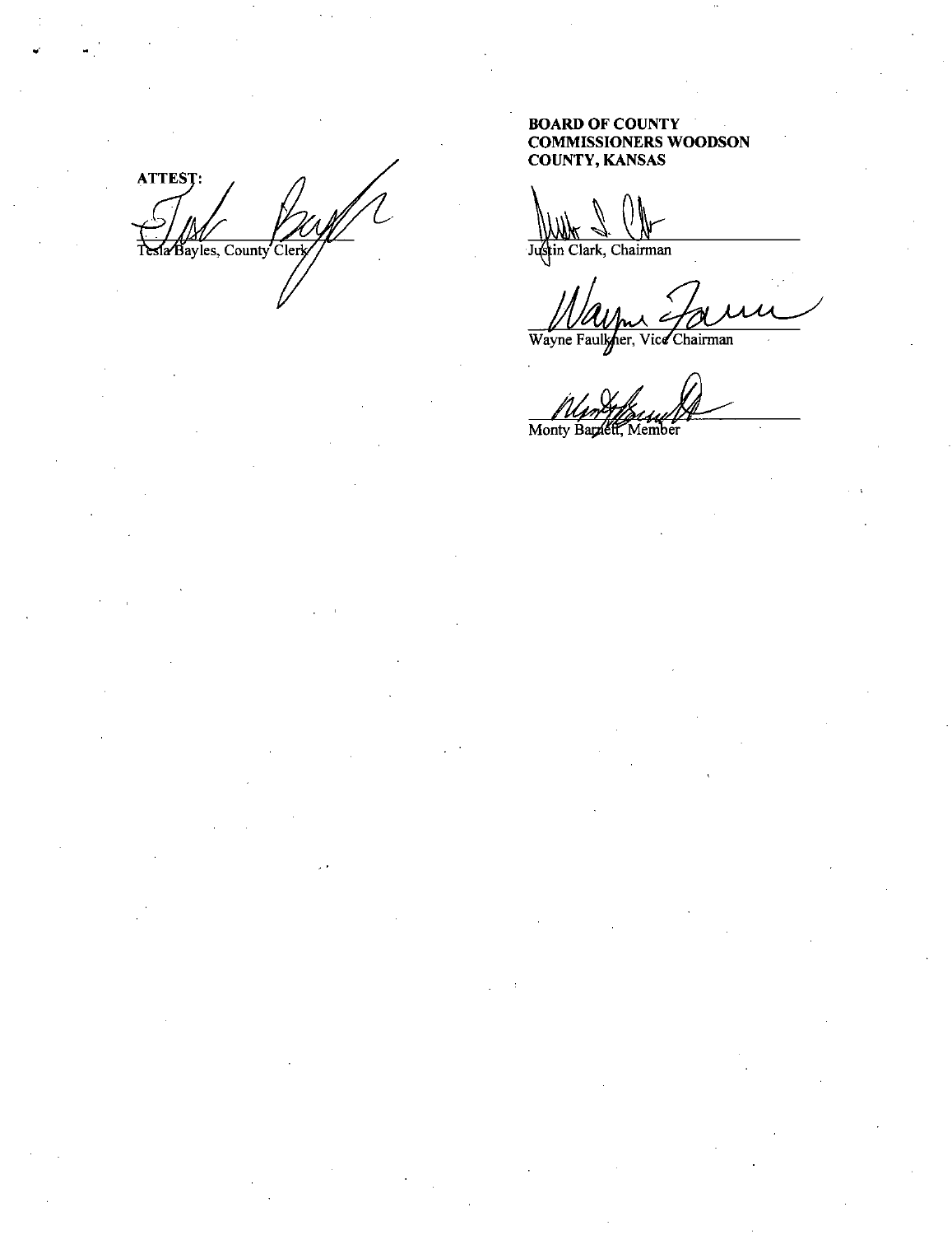ATTEST:

Tesla Bayles, County Clerk

**BOARD OF COUNTY COMMISSIONERS WOODSON COUNTY, KANSAS**

Justin Clark, Chairman

Wayne Faulkner, Vice Chairman

Monty Barnett, Member